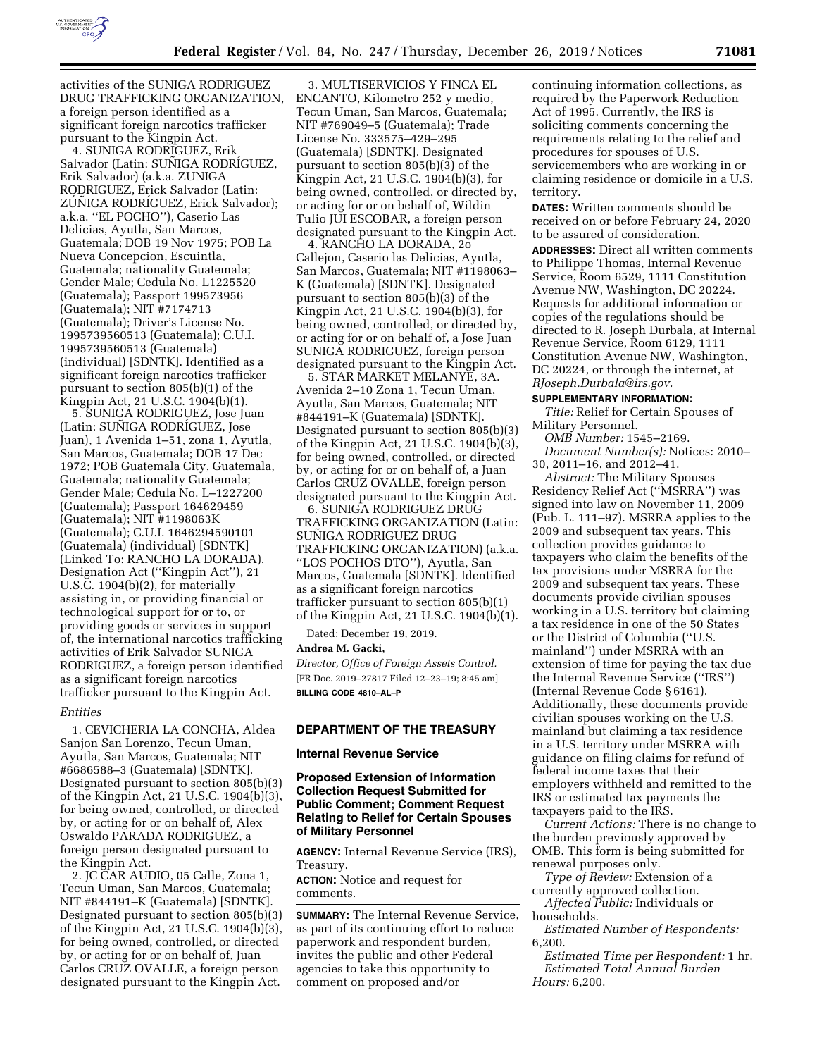activities of the SUNIGA RODRIGUEZ DRUG TRAFFICKING ORGANIZATION, a foreign person identified as a significant foreign narcotics trafficker pursuant to the Kingpin Act.

4. SUNIGA RODRIGUEZ, Erik Salvador (Latin: SUÑIGA RODRÍGUEZ, Erik Salvador) (a.k.a. ZUNIGA RODRIGUEZ, Erick Salvador (Latin: ZÚÑIGA RODRÍGUEZ, Erick Salvador); a.k.a. ''EL POCHO''), Caserio Las Delicias, Ayutla, San Marcos, Guatemala; DOB 19 Nov 1975; POB La Nueva Concepcion, Escuintla, Guatemala; nationality Guatemala; Gender Male; Cedula No. L1225520 (Guatemala); Passport 199573956 (Guatemala); NIT #7174713 (Guatemala); Driver's License No. 1995739560513 (Guatemala); C.U.I. 1995739560513 (Guatemala) (individual) [SDNTK]. Identified as a significant foreign narcotics trafficker pursuant to section 805(b)(1) of the Kingpin Act, 21 U.S.C. 1904(b)(1).

5. SUNIGA RODRIGUEZ, Jose Juan (Latin: SUÑIGA RODRÍGUEZ, Jose Juan), 1 Avenida 1–51, zona 1, Ayutla, San Marcos, Guatemala; DOB 17 Dec 1972; POB Guatemala City, Guatemala, Guatemala; nationality Guatemala; Gender Male; Cedula No. L–1227200 (Guatemala); Passport 164629459 (Guatemala); NIT #1198063K (Guatemala); C.U.I. 1646294590101 (Guatemala) (individual) [SDNTK] (Linked To: RANCHO LA DORADA). Designation Act (''Kingpin Act''), 21 U.S.C. 1904(b)(2), for materially assisting in, or providing financial or technological support for or to, or providing goods or services in support of, the international narcotics trafficking activities of Erik Salvador SUNIGA RODRIGUEZ, a foreign person identified as a significant foreign narcotics trafficker pursuant to the Kingpin Act.

*Entities*

1. CEVICHERIA LA CONCHA, Aldea Sanjon San Lorenzo, Tecun Uman, Ayutla, San Marcos, Guatemala; NIT #6686588–3 (Guatemala) [SDNTK]. Designated pursuant to section 805(b)(3) of the Kingpin Act, 21 U.S.C. 1904(b)(3), for being owned, controlled, or directed by, or acting for or on behalf of, Alex Oswaldo PARADA RODRIGUEZ, a foreign person designated pursuant to the Kingpin Act.

2. JC CAR AUDIO, 05 Calle, Zona 1, Tecun Uman, San Marcos, Guatemala; NIT #844191–K (Guatemala) [SDNTK]. Designated pursuant to section 805(b)(3) of the Kingpin Act, 21 U.S.C. 1904(b)(3), for being owned, controlled, or directed by, or acting for or on behalf of, Juan Carlos CRUZ OVALLE, a foreign person designated pursuant to the Kingpin Act.

3. MULTISERVICIOS Y FINCA EL ENCANTO, Kilometro 252 y medio, Tecun Uman, San Marcos, Guatemala; NIT #769049–5 (Guatemala); Trade License No. 333575–429–295 (Guatemala) [SDNTK]. Designated pursuant to section 805(b)(3) of the Kingpin Act, 21 U.S.C. 1904(b)(3), for being owned, controlled, or directed by, or acting for or on behalf of, Wildin Tulio JUI ESCOBAR, a foreign person designated pursuant to the Kingpin Act.

4. RANCHO LA DORADA, 2o Callejon, Caserio las Delicias, Ayutla, San Marcos, Guatemala; NIT #1198063–K (Guatemala) [SDNTK]. Designated pursuant to section 805(b)(3) of the Kingpin Act, 21 U.S.C. 1904(b)(3), for being owned, controlled, or directed by, or acting for or on behalf of, a Jose Juan SUNIGA RODRIGUEZ, foreign person designated pursuant to the Kingpin Act.

5. STAR MARKET MELANYE, 3A. Avenida 2–10 Zona 1, Tecun Uman, Ayutla, San Marcos, Guatemala; NIT #844191–K (Guatemala) [SDNTK]. Designated pursuant to section 805(b)(3) of the Kingpin Act, 21 U.S.C. 1904(b)(3), for being owned, controlled, or directed by, or acting for or on behalf of, a Juan Carlos CRUZ OVALLE, foreign person designated pursuant to the Kingpin Act.

6. SUNIGA RODRIGUEZ DRUG TRAFFICKING ORGANIZATION (Latin: SUÑIGA RODRIGUEZ DRUG TRAFFICKING ORGANIZATION) (a.k.a. ''LOS POCHOS DTO''), Ayutla, San Marcos, Guatemala [SDNTK]. Identified as a significant foreign narcotics trafficker pursuant to section 805(b)(1) of the Kingpin Act, 21 U.S.C. 1904(b)(1).

Dated: December 19, 2019.

**Andrea M. Gacki,**

*Director, Office of Foreign Assets Control.*

[FR Doc. 2019–27817 Filed 12–23–19; 8:45 am]

**BILLING CODE 4810–AL–P**

---

## DEPARTMENT OF THE TREASURY

### Internal Revenue Service

### Proposed Extension of Information Collection Request Submitted for Public Comment; Comment Request Relating to Relief for Certain Spouses of Military Personnel

**AGENCY:** Internal Revenue Service (IRS), Treasury.

**ACTION:** Notice and request for comments.

**SUMMARY:** The Internal Revenue Service, as part of its continuing effort to reduce paperwork and respondent burden, invites the public and other Federal agencies to take this opportunity to comment on proposed and/or continuing information collections, as required by the Paperwork Reduction Act of 1995. Currently, the IRS is soliciting comments concerning the requirements relating to the relief and procedures for spouses of U.S. servicemembers who are working in or claiming residence or domicile in a U.S. territory.

**DATES:** Written comments should be received on or before February 24, 2020 to be assured of consideration.

**ADDRESSES:** Direct all written comments to Philippe Thomas, Internal Revenue Service, Room 6529, 1111 Constitution Avenue NW, Washington, DC 20224. Requests for additional information or copies of the regulations should be directed to R. Joseph Durbala, at Internal Revenue Service, Room 6129, 1111 Constitution Avenue NW, Washington, DC 20224, or through the internet, at *RJoseph.Durbala@irs.gov.*

**SUPPLEMENTARY INFORMATION:**

*Title:* Relief for Certain Spouses of Military Personnel.

*OMB Number:* 1545–2169.

*Document Number(s):* Notices: 2010–30, 2011–16, and 2012–41.

*Abstract:* The Military Spouses Residency Relief Act (''MSRRA'') was signed into law on November 11, 2009 (Pub. L. 111–97). MSRRA applies to the 2009 and subsequent tax years. This collection provides guidance to taxpayers who claim the benefits of the tax provisions under MSRRA for the 2009 and subsequent tax years. These documents provide civilian spouses working in a U.S. territory but claiming a tax residence in one of the 50 States or the District of Columbia (''U.S. mainland'') under MSRRA with an extension of time for paying the tax due the Internal Revenue Service (''IRS'') (Internal Revenue Code § 6161). Additionally, these documents provide civilian spouses working on the U.S. mainland but claiming a tax residence in a U.S. territory under MSRRA with guidance on filing claims for refund of federal income taxes that their employers withheld and remitted to the IRS or estimated tax payments the taxpayers paid to the IRS.

*Current Actions:* There is no change to the burden previously approved by OMB. This form is being submitted for renewal purposes only.

*Type of Review:* Extension of a currently approved collection.

*Affected Public:* Individuals or households.

*Estimated Number of Respondents:* 6,200.

*Estimated Time per Respondent:* 1 hr.

*Estimated Total Annual Burden Hours:* 6,200.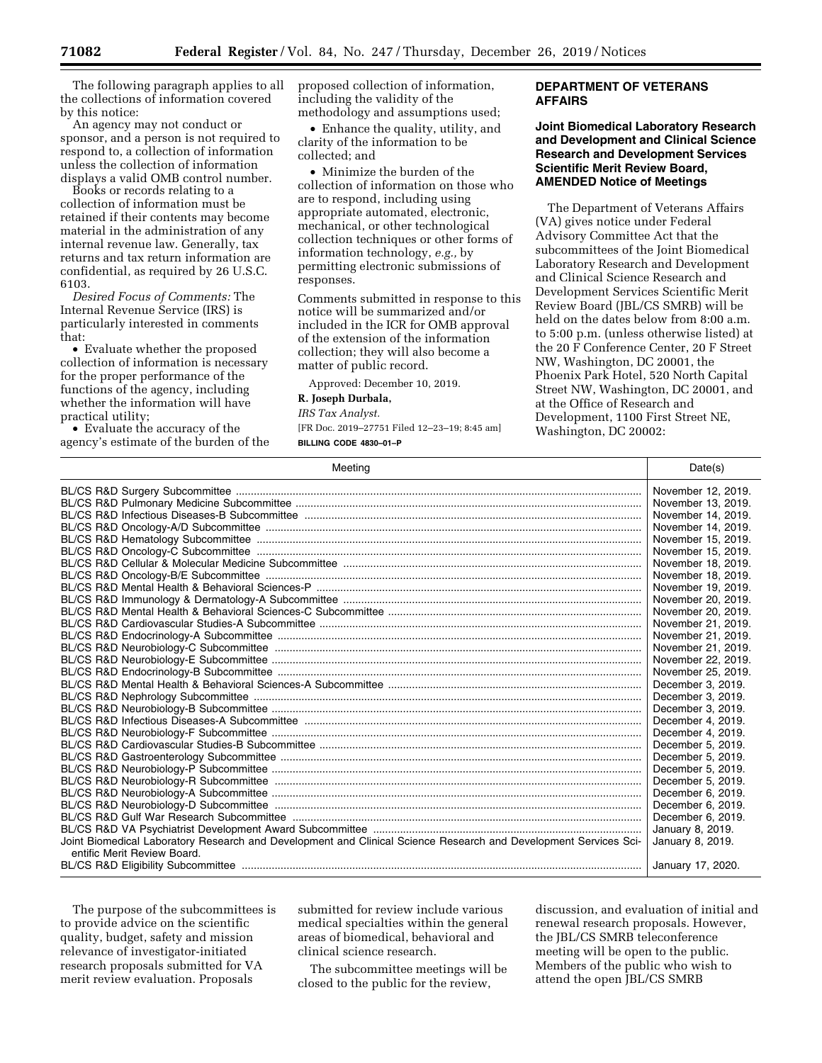The following paragraph applies to all the collections of information covered by this notice:

An agency may not conduct or sponsor, and a person is not required to respond to, a collection of information unless the collection of information displays a valid OMB control number.

Books or records relating to a collection of information must be retained if their contents may become material in the administration of any internal revenue law. Generally, tax returns and tax return information are confidential, as required by 26 U.S.C. 6103.

*Desired Focus of Comments:* The Internal Revenue Service (IRS) is particularly interested in comments that:

- Evaluate whether the proposed collection of information is necessary for the proper performance of the functions of the agency, including whether the information will have practical utility;
- Evaluate the accuracy of the agency's estimate of the burden of the proposed collection of information, including the validity of the methodology and assumptions used;
- Enhance the quality, utility, and clarity of the information to be collected; and
- Minimize the burden of the collection of information on those who are to respond, including using appropriate automated, electronic, mechanical, or other technological collection techniques or other forms of information technology, *e.g.,* by permitting electronic submissions of responses.

Comments submitted in response to this notice will be summarized and/or included in the ICR for OMB approval of the extension of the information collection; they will also become a matter of public record.

Approved: December 10, 2019.

**R. Joseph Durbala,**

*IRS Tax Analyst.*

[FR Doc. 2019–27751 Filed 12–23–19; 8:45 am]

**BILLING CODE 4830–01–P**

## DEPARTMENT OF VETERANS AFFAIRS

### Joint Biomedical Laboratory Research and Development and Clinical Science Research and Development Services Scientific Merit Review Board, AMENDED Notice of Meetings

The Department of Veterans Affairs (VA) gives notice under Federal Advisory Committee Act that the subcommittees of the Joint Biomedical Laboratory Research and Development and Clinical Science Research and Development Services Scientific Merit Review Board (JBL/CS SMRB) will be held on the dates below from 8:00 a.m. to 5:00 p.m. (unless otherwise listed) at the 20 F Conference Center, 20 F Street NW, Washington, DC 20001, the Phoenix Park Hotel, 520 North Capital Street NW, Washington, DC 20001, and at the Office of Research and Development, 1100 First Street NE, Washington, DC 20002:

| Meeting | Date(s) |
|---|---|
| BL/CS R&D Surgery Subcommittee | November 12, 2019. |
| BL/CS R&D Pulmonary Medicine Subcommittee | November 13, 2019. |
| BL/CS R&D Infectious Diseases-B Subcommittee | November 14, 2019. |
| BL/CS R&D Oncology-A/D Subcommittee | November 14, 2019. |
| BL/CS R&D Hematology Subcommittee | November 15, 2019. |
| BL/CS R&D Oncology-C Subcommittee | November 15, 2019. |
| BL/CS R&D Cellular & Molecular Medicine Subcommittee | November 18, 2019. |
| BL/CS R&D Oncology-B/E Subcommittee | November 18, 2019. |
| BL/CS R&D Mental Health & Behavioral Sciences-P | November 19, 2019. |
| BL/CS R&D Immunology & Dermatology-A Subcommittee | November 20, 2019. |
| BL/CS R&D Mental Health & Behavioral Sciences-C Subcommittee | November 20, 2019. |
| BL/CS R&D Cardiovascular Studies-A Subcommittee | November 21, 2019. |
| BL/CS R&D Endocrinology-A Subcommittee | November 21, 2019. |
| BL/CS R&D Neurobiology-C Subcommittee | November 21, 2019. |
| BL/CS R&D Neurobiology-E Subcommittee | November 22, 2019. |
| BL/CS R&D Endocrinology-B Subcommittee | November 25, 2019. |
| BL/CS R&D Mental Health & Behavioral Sciences-A Subcommittee | December 3, 2019. |
| BL/CS R&D Nephrology Subcommittee | December 3, 2019. |
| BL/CS R&D Neurobiology-B Subcommittee | December 3, 2019. |
| BL/CS R&D Infectious Diseases-A Subcommittee | December 4, 2019. |
| BL/CS R&D Neurobiology-F Subcommittee | December 4, 2019. |
| BL/CS R&D Cardiovascular Studies-B Subcommittee | December 5, 2019. |
| BL/CS R&D Gastroenterology Subcommittee | December 5, 2019. |
| BL/CS R&D Neurobiology-P Subcommittee | December 5, 2019. |
| BL/CS R&D Neurobiology-R Subcommittee | December 5, 2019. |
| BL/CS R&D Neurobiology-A Subcommittee | December 6, 2019. |
| BL/CS R&D Neurobiology-D Subcommittee | December 6, 2019. |
| BL/CS R&D Gulf War Research Subcommittee | December 6, 2019. |
| BL/CS R&D VA Psychiatrist Development Award Subcommittee | January 8, 2019. |
| Joint Biomedical Laboratory Research and Development and Clinical Science Research and Development Services Scientific Merit Review Board. | January 8, 2019. |
| BL/CS R&D Eligibility Subcommittee | January 17, 2020. |

The purpose of the subcommittees is to provide advice on the scientific quality, budget, safety and mission relevance of investigator-initiated research proposals submitted for VA merit review evaluation. Proposals submitted for review include various medical specialties within the general areas of biomedical, behavioral and clinical science research.

The subcommittee meetings will be closed to the public for the review, discussion, and evaluation of initial and renewal research proposals. However, the JBL/CS SMRB teleconference meeting will be open to the public. Members of the public who wish to attend the open JBL/CS SMRB